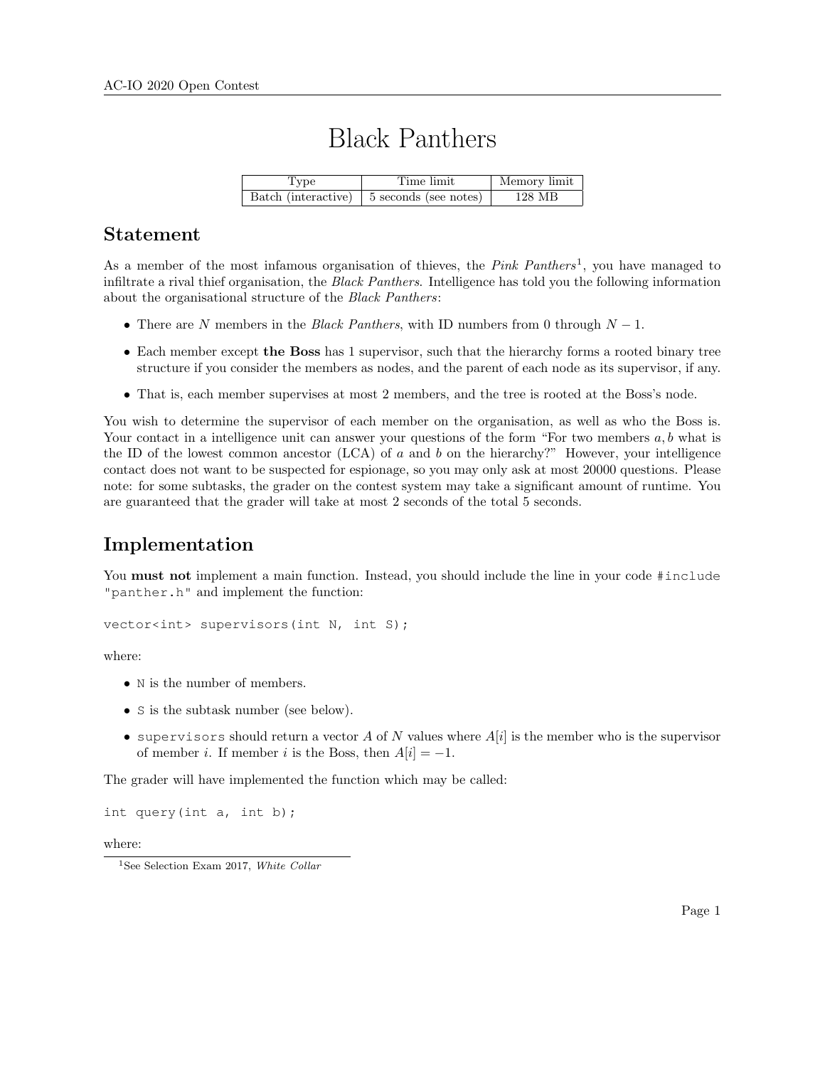# Black Panthers

| Type | Time limit | Memory limit |
|---|---|---|
| Batch (interactive) | 5 seconds (see notes) | 128 MB |

## Statement

As a member of the most infamous organisation of thieves, the *Pink Panthers*[1], you have managed to infiltrate a rival thief organisation, the *Black Panthers*. Intelligence has told you the following information about the organisational structure of the *Black Panthers*:

- There are $N$ members in the *Black Panthers*, with ID numbers from 0 through $N-1$.
- Each member except **the Boss** has 1 supervisor, such that the hierarchy forms a rooted binary tree structure if you consider the members as nodes, and the parent of each node as its supervisor, if any.
- That is, each member supervises at most 2 members, and the tree is rooted at the Boss's node.

You wish to determine the supervisor of each member on the organisation, as well as who the Boss is. Your contact in a intelligence unit can answer your questions of the form "For two members $a, b$ what is the ID of the lowest common ancestor (LCA) of $a$ and $b$ on the hierarchy?" However, your intelligence contact does not want to be suspected for espionage, so you may only ask at most 20000 questions. Please note: for some subtasks, the grader on the contest system may take a significant amount of runtime. You are guaranteed that the grader will take at most 2 seconds of the total 5 seconds.

## Implementation

You **must not** implement a main function. Instead, you should include the line in your code `#include "panther.h"` and implement the function:

```
vector<int> supervisors(int N, int S);
```

where:

- `N` is the number of members.
- `S` is the subtask number (see below).
- `supervisors` should return a vector $A$ of $N$ values where $A[i]$ is the member who is the supervisor of member $i$. If member $i$ is the Boss, then $A[i] = -1$.

The grader will have implemented the function which may be called:

```
int query(int a, int b);
```

where:

[1] See Selection Exam 2017, *White Collar*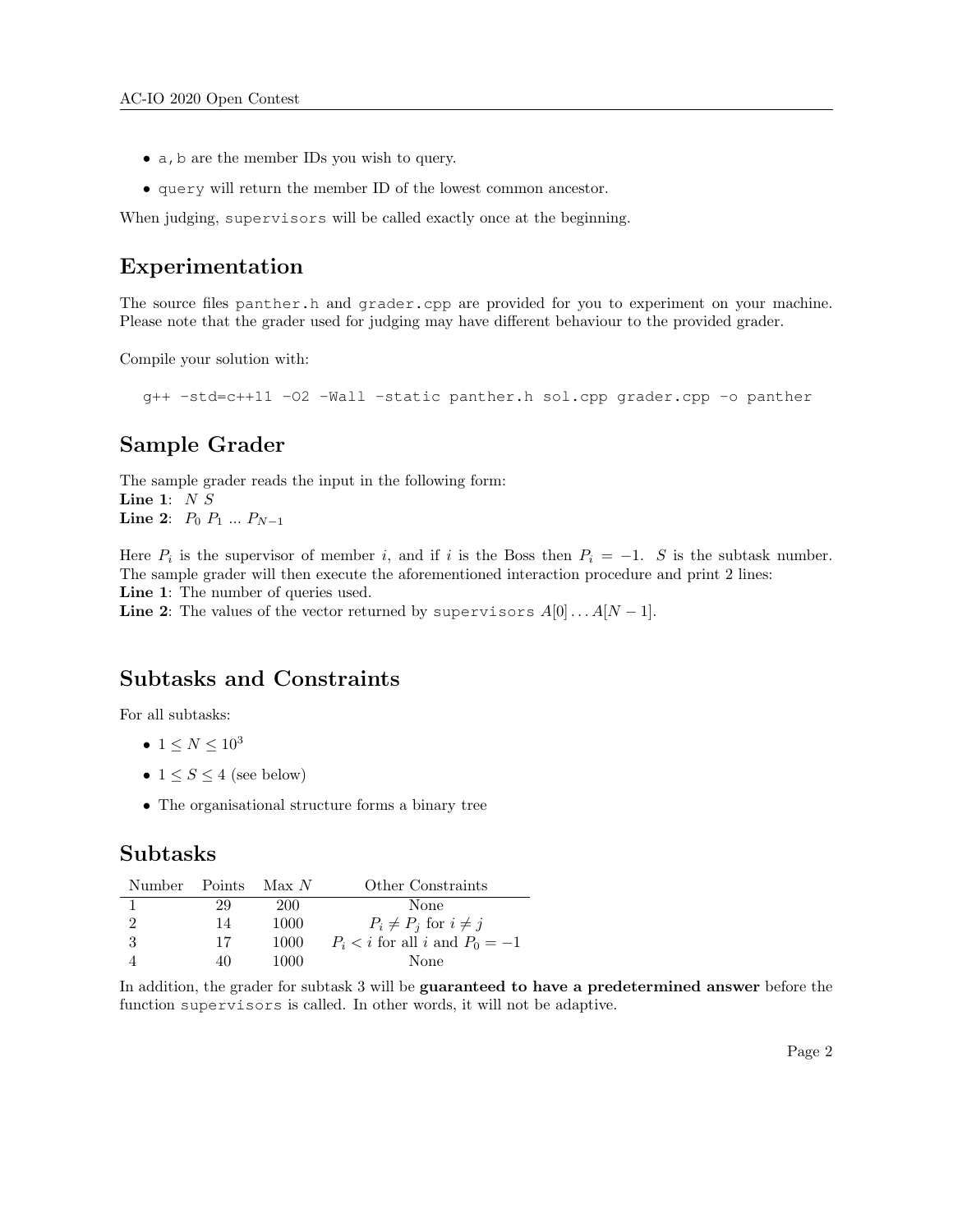- a, b are the member IDs you wish to query.
- query will return the member ID of the lowest common ancestor.

When judging, supervisors will be called exactly once at the beginning.

## Experimentation

The source files panther.h and grader.cpp are provided for you to experiment on your machine. Please note that the grader used for judging may have different behaviour to the provided grader.

Compile your solution with:

```
g++ -std=c++11 -O2 -Wall -static panther.h sol.cpp grader.cpp -o panther
```

## Sample Grader

The sample grader reads the input in the following form:
**Line 1**: $N$ $S$
**Line 2**: $P_0$ $P_1$ ... $P_{N-1}$

Here $P_i$ is the supervisor of member $i$, and if $i$ is the Boss then $P_i = -1$. $S$ is the subtask number. The sample grader will then execute the aforementioned interaction procedure and print 2 lines:
**Line 1**: The number of queries used.
**Line 2**: The values of the vector returned by supervisors $A[0] \dots A[N-1]$.

## Subtasks and Constraints

For all subtasks:

- $1 \leq N \leq 10^3$
- $1 \leq S \leq 4$ (see below)
- The organisational structure forms a binary tree

## Subtasks

| Number | Points | Max $N$ | Other Constraints |
|---|---|---|---|
| 1 | 29 | 200 | None |
| 2 | 14 | 1000 | $P_i \neq P_j$ for $i \neq j$ |
| 3 | 17 | 1000 | $P_i < i$ for all $i$ and $P_0 = -1$ |
| 4 | 40 | 1000 | None |

In addition, the grader for subtask 3 will be **guaranteed to have a predetermined answer** before the function supervisors is called. In other words, it will not be adaptive.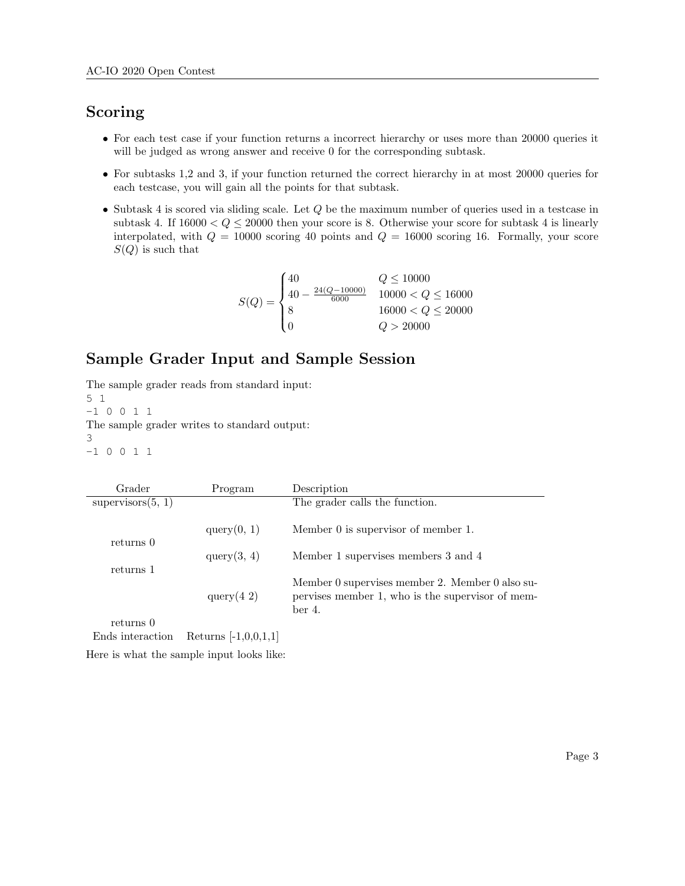## Scoring

- For each test case if your function returns a incorrect hierarchy or uses more than 20000 queries it will be judged as wrong answer and receive 0 for the corresponding subtask.
- For subtasks 1,2 and 3, if your function returned the correct hierarchy in at most 20000 queries for each testcase, you will gain all the points for that subtask.
- Subtask 4 is scored via sliding scale. Let $Q$ be the maximum number of queries used in a testcase in subtask 4. If $16000 < Q \leq 20000$ then your score is 8. Otherwise your score for subtask 4 is linearly interpolated, with $Q = 10000$ scoring 40 points and $Q = 16000$ scoring 16. Formally, your score $S(Q)$ is such that

$$S(Q) = \begin{cases} 40 & Q \leq 10000 \\ 40 - \frac{24(Q-10000)}{6000} & 10000 < Q \leq 16000 \\ 8 & 16000 < Q \leq 20000 \\ 0 & Q > 20000 \end{cases}$$

## Sample Grader Input and Sample Session

The sample grader reads from standard input:

```
5 1
-1 0 0 1 1
```

The sample grader writes to standard output:

```
3
-1 0 0 1 1
```

| Grader | Program | Description |
|---|---|---|
| supervisors(5, 1) | | The grader calls the function. |
| | query(0, 1) | Member 0 is supervisor of member 1. |
| returns 0 | | |
| | query(3, 4) | Member 1 supervises members 3 and 4 |
| returns 1 | | |
| | query(4 2) | Member 0 supervises member 2. Member 0 also supervises member 1, who is the supervisor of member 4. |
| returns 0 | | |
| Ends interaction | Returns [-1,0,0,1,1] | |

Here is what the sample input looks like: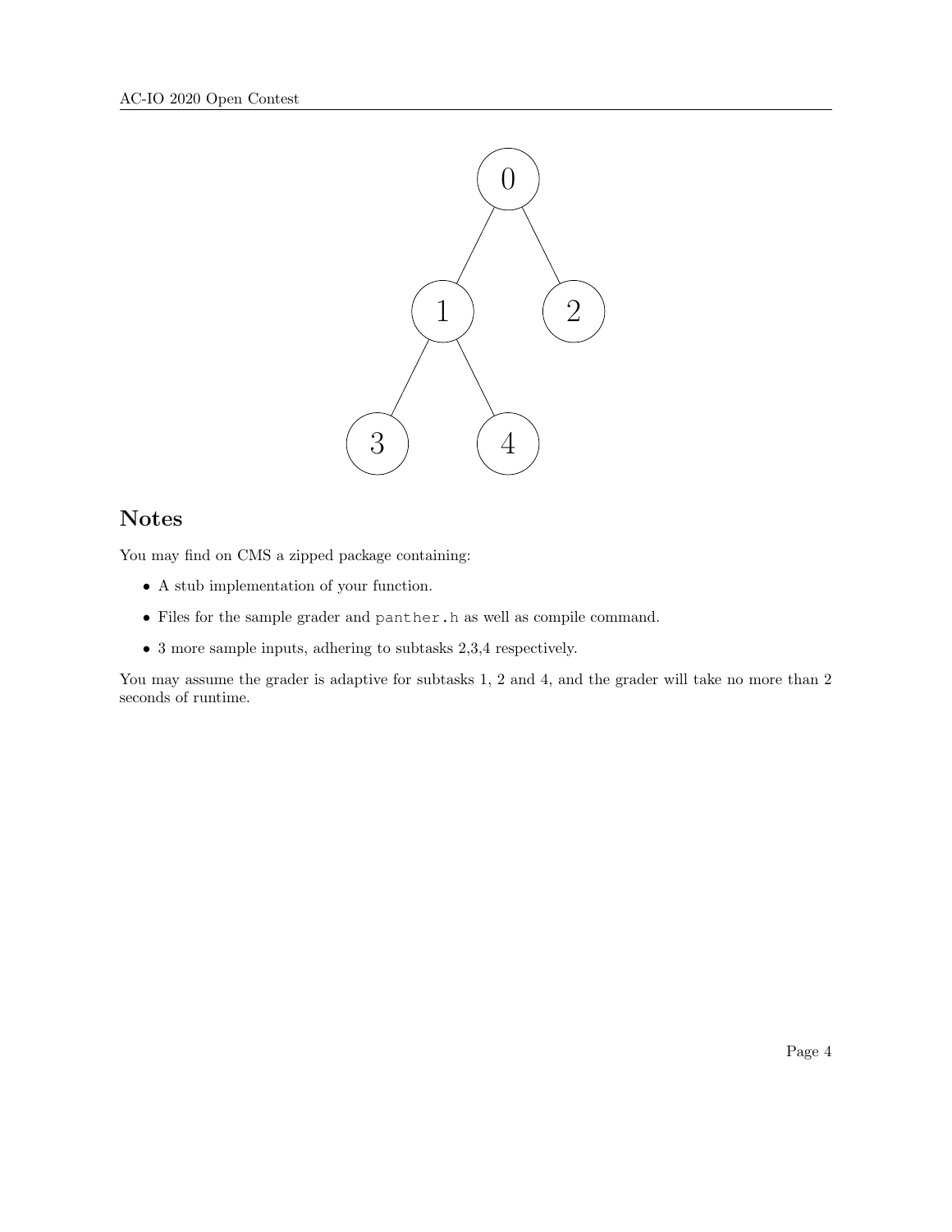## Notes

You may find on CMS a zipped package containing:

- A stub implementation of your function.
- Files for the sample grader and `panther.h` as well as compile command.
- 3 more sample inputs, adhering to subtasks 2,3,4 respectively.

You may assume the grader is adaptive for subtasks 1, 2 and 4, and the grader will take no more than 2 seconds of runtime.